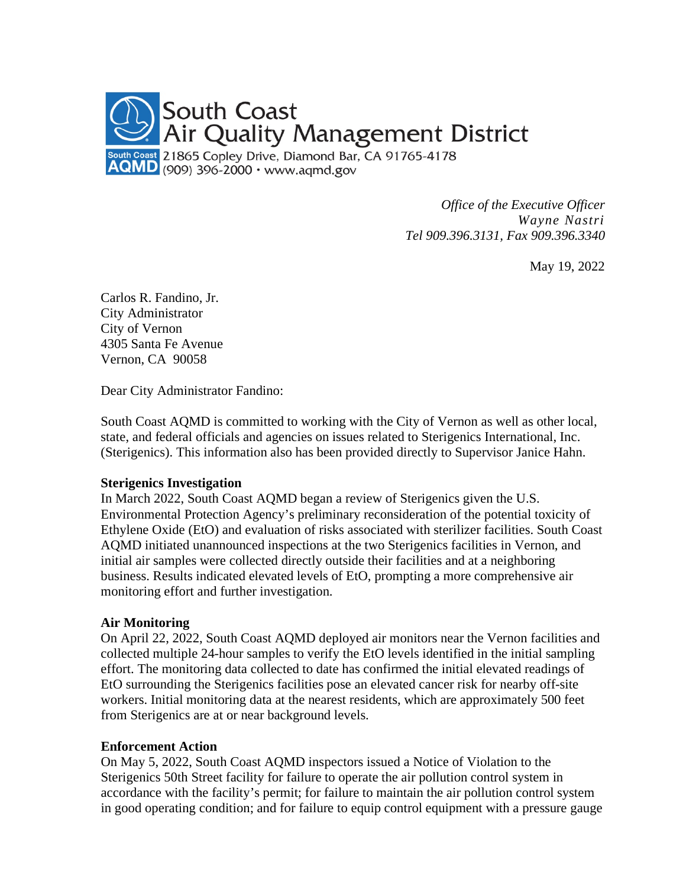South Coast
Air Quality Management District
21865 Copley Drive, Diamond Bar, CA 91765-4178
(909) 396-2000 · www.aqmd.gov

*Office of the Executive Officer*
*Wayne Nastri*
*Tel 909.396.3131, Fax 909.396.3340*

May 19, 2022

Carlos R. Fandino, Jr.
City Administrator
City of Vernon
4305 Santa Fe Avenue
Vernon, CA 90058

Dear City Administrator Fandino:

South Coast AQMD is committed to working with the City of Vernon as well as other local, state, and federal officials and agencies on issues related to Sterigenics International, Inc. (Sterigenics). This information also has been provided directly to Supervisor Janice Hahn.

**Sterigenics Investigation**
In March 2022, South Coast AQMD began a review of Sterigenics given the U.S. Environmental Protection Agency's preliminary reconsideration of the potential toxicity of Ethylene Oxide (EtO) and evaluation of risks associated with sterilizer facilities. South Coast AQMD initiated unannounced inspections at the two Sterigenics facilities in Vernon, and initial air samples were collected directly outside their facilities and at a neighboring business. Results indicated elevated levels of EtO, prompting a more comprehensive air monitoring effort and further investigation.

**Air Monitoring**
On April 22, 2022, South Coast AQMD deployed air monitors near the Vernon facilities and collected multiple 24-hour samples to verify the EtO levels identified in the initial sampling effort. The monitoring data collected to date has confirmed the initial elevated readings of EtO surrounding the Sterigenics facilities pose an elevated cancer risk for nearby off-site workers. Initial monitoring data at the nearest residents, which are approximately 500 feet from Sterigenics are at or near background levels.

**Enforcement Action**
On May 5, 2022, South Coast AQMD inspectors issued a Notice of Violation to the Sterigenics 50th Street facility for failure to operate the air pollution control system in accordance with the facility's permit; for failure to maintain the air pollution control system in good operating condition; and for failure to equip control equipment with a pressure gauge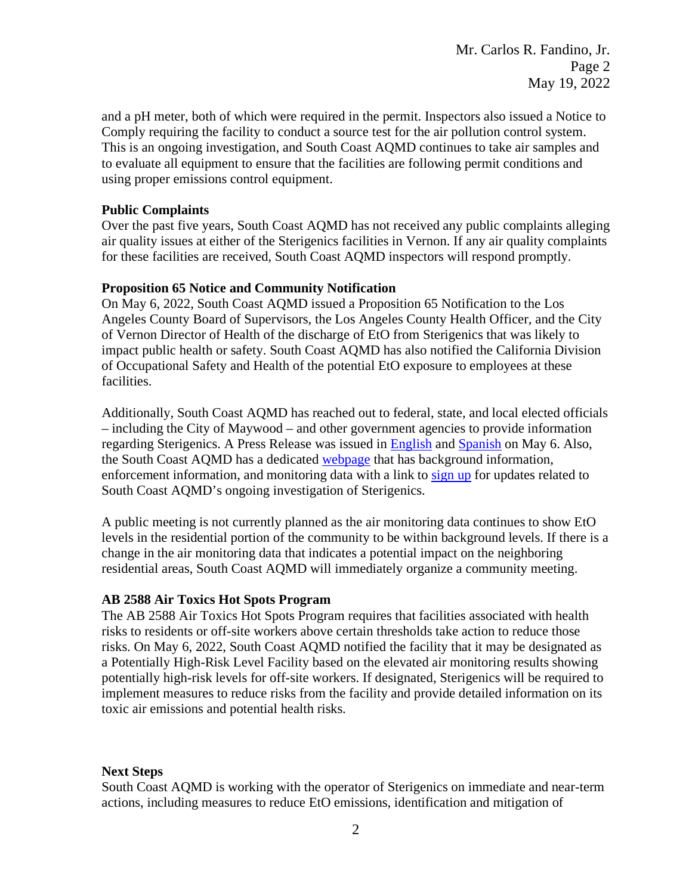and a pH meter, both of which were required in the permit. Inspectors also issued a Notice to Comply requiring the facility to conduct a source test for the air pollution control system. This is an ongoing investigation, and South Coast AQMD continues to take air samples and to evaluate all equipment to ensure that the facilities are following permit conditions and using proper emissions control equipment.

**Public Complaints**
Over the past five years, South Coast AQMD has not received any public complaints alleging air quality issues at either of the Sterigenics facilities in Vernon. If any air quality complaints for these facilities are received, South Coast AQMD inspectors will respond promptly.

**Proposition 65 Notice and Community Notification**
On May 6, 2022, South Coast AQMD issued a Proposition 65 Notification to the Los Angeles County Board of Supervisors, the Los Angeles County Health Officer, and the City of Vernon Director of Health of the discharge of EtO from Sterigenics that was likely to impact public health or safety. South Coast AQMD has also notified the California Division of Occupational Safety and Health of the potential EtO exposure to employees at these facilities.

Additionally, South Coast AQMD has reached out to federal, state, and local elected officials – including the City of Maywood – and other government agencies to provide information regarding Sterigenics. A Press Release was issued in English and Spanish on May 6. Also, the South Coast AQMD has a dedicated webpage that has background information, enforcement information, and monitoring data with a link to sign up for updates related to South Coast AQMD's ongoing investigation of Sterigenics.

A public meeting is not currently planned as the air monitoring data continues to show EtO levels in the residential portion of the community to be within background levels. If there is a change in the air monitoring data that indicates a potential impact on the neighboring residential areas, South Coast AQMD will immediately organize a community meeting.

**AB 2588 Air Toxics Hot Spots Program**
The AB 2588 Air Toxics Hot Spots Program requires that facilities associated with health risks to residents or off-site workers above certain thresholds take action to reduce those risks. On May 6, 2022, South Coast AQMD notified the facility that it may be designated as a Potentially High-Risk Level Facility based on the elevated air monitoring results showing potentially high-risk levels for off-site workers. If designated, Sterigenics will be required to implement measures to reduce risks from the facility and provide detailed information on its toxic air emissions and potential health risks.

**Next Steps**
South Coast AQMD is working with the operator of Sterigenics on immediate and near-term actions, including measures to reduce EtO emissions, identification and mitigation of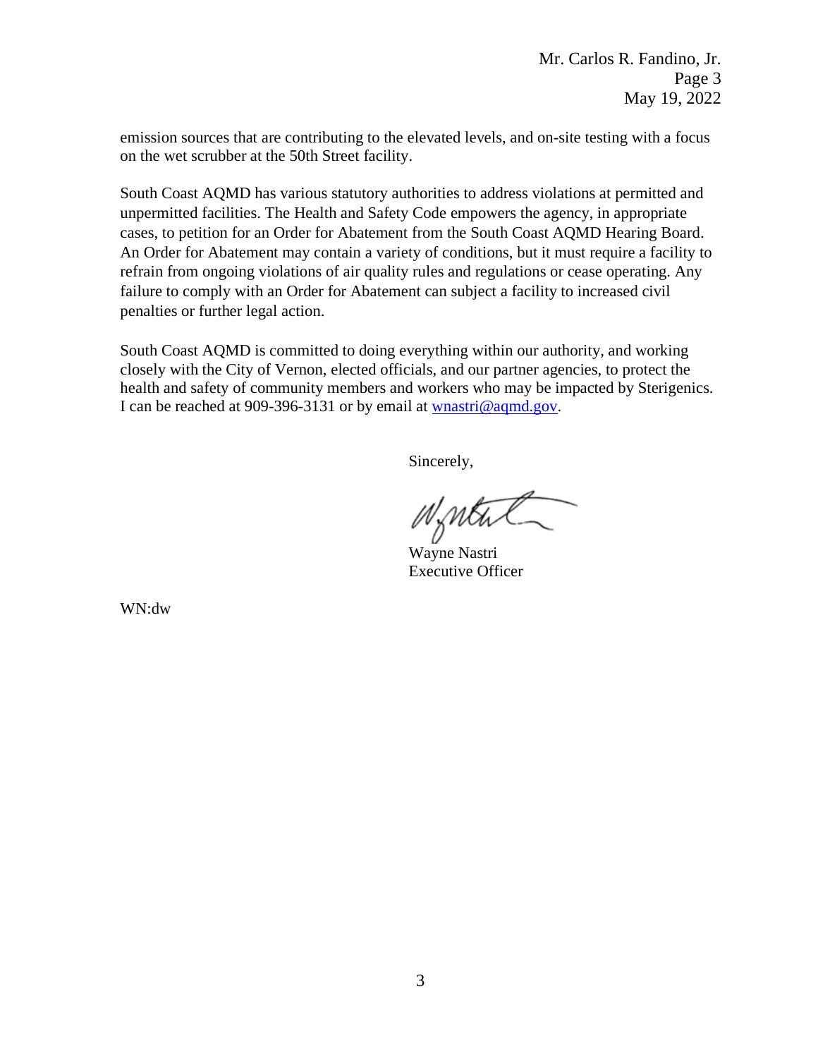emission sources that are contributing to the elevated levels, and on-site testing with a focus on the wet scrubber at the 50th Street facility.

South Coast AQMD has various statutory authorities to address violations at permitted and unpermitted facilities. The Health and Safety Code empowers the agency, in appropriate cases, to petition for an Order for Abatement from the South Coast AQMD Hearing Board. An Order for Abatement may contain a variety of conditions, but it must require a facility to refrain from ongoing violations of air quality rules and regulations or cease operating. Any failure to comply with an Order for Abatement can subject a facility to increased civil penalties or further legal action.

South Coast AQMD is committed to doing everything within our authority, and working closely with the City of Vernon, elected officials, and our partner agencies, to protect the health and safety of community members and workers who may be impacted by Sterigenics. I can be reached at 909-396-3131 or by email at wnastri@aqmd.gov.

Sincerely,

Wayne Nastri
Executive Officer

WN:dw